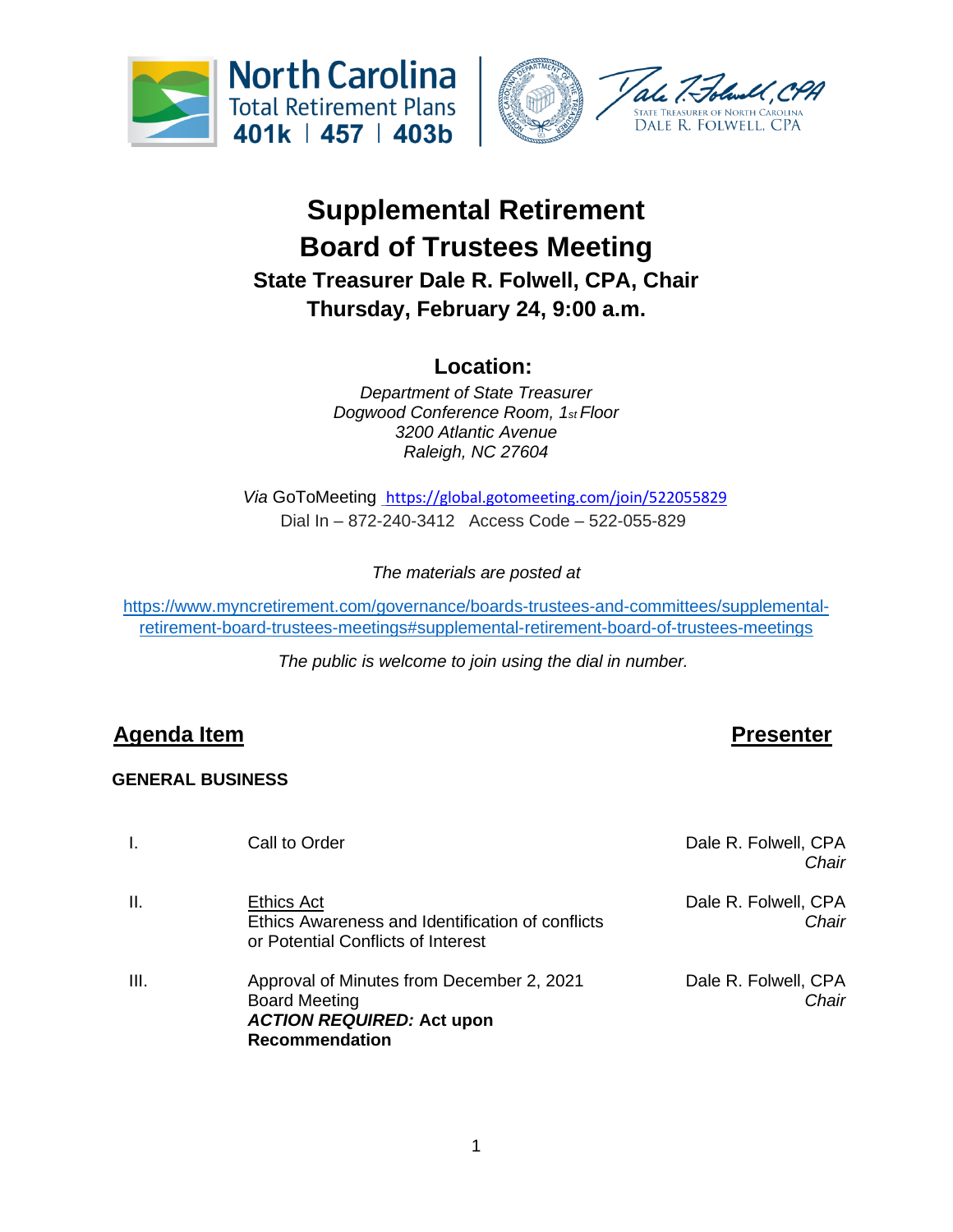North Carolina Total Retirement Plans 401k | 457 | 403b

STATE TREASURER OF NORTH CAROLINA DALE R. FOLWELL, CPA

# Supplemental Retirement Board of Trustees Meeting

### State Treasurer Dale R. Folwell, CPA, Chair

### Thursday, February 24, 9:00 a.m.

## Location:

*Department of State Treasurer*
*Dogwood Conference Room, 1st Floor*
*3200 Atlantic Avenue*
*Raleigh, NC 27604*

*Via* GoToMeeting https://global.gotomeeting.com/join/522055829
Dial In – 872-240-3412 Access Code – 522-055-829

*The materials are posted at*

https://www.myncretirement.com/governance/boards-trustees-and-committees/supplemental-retirement-board-trustees-meetings#supplemental-retirement-board-of-trustees-meetings

*The public is welcome to join using the dial in number.*

| **Agenda Item** | | **Presenter** |
|---|---|---|
| **GENERAL BUSINESS** | | |
| I. | Call to Order | Dale R. Folwell, CPA *Chair* |
| II. | Ethics Act<br>Ethics Awareness and Identification of conflicts or Potential Conflicts of Interest | Dale R. Folwell, CPA *Chair* |
| III. | Approval of Minutes from December 2, 2021 Board Meeting<br>***ACTION REQUIRED:* Act upon Recommendation** | Dale R. Folwell, CPA *Chair* |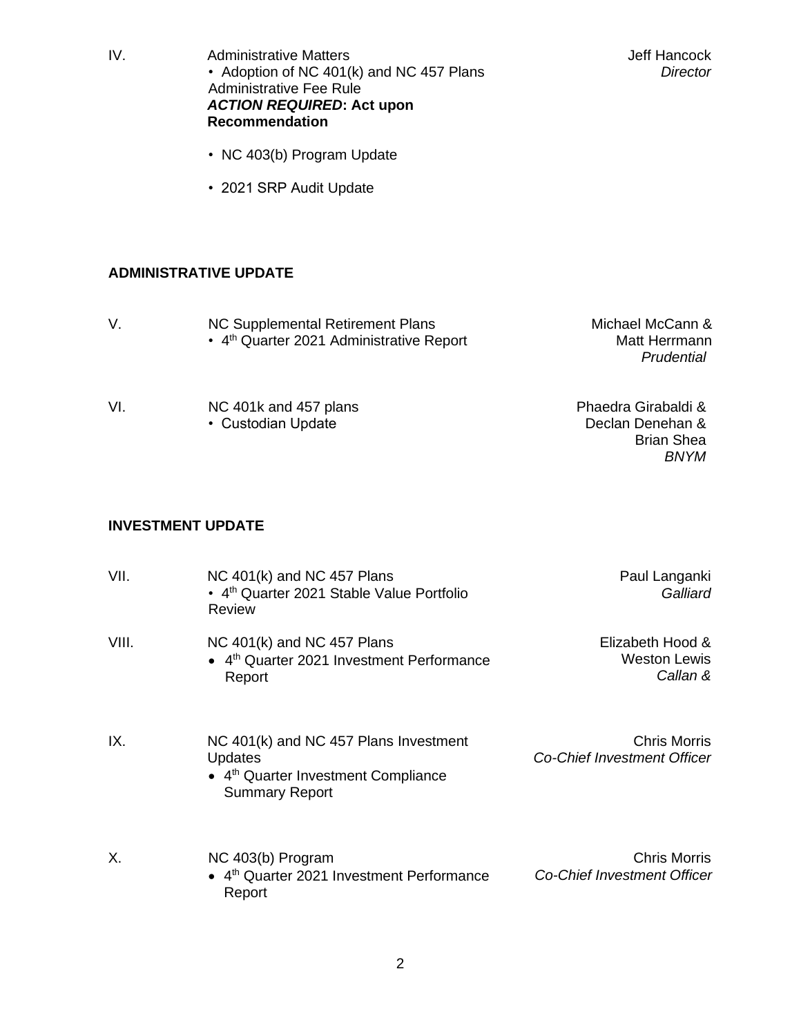| | | |
|---|---|---|
| IV. | Administrative Matters<br>• Adoption of NC 401(k) and NC 457 Plans Administrative Fee Rule<br>***ACTION REQUIRED*: Act upon Recommendation**<br>• NC 403(b) Program Update<br>• 2021 SRP Audit Update | Jeff Hancock<br>*Director* |

**ADMINISTRATIVE UPDATE**

| | | |
|---|---|---|
| V. | NC Supplemental Retirement Plans<br>• 4th Quarter 2021 Administrative Report | Michael McCann &<br>Matt Herrmann<br>*Prudential* |
| VI. | NC 401k and 457 plans<br>• Custodian Update | Phaedra Girabaldi &<br>Declan Denehan &<br>Brian Shea<br>*BNYM* |

**INVESTMENT UPDATE**

| | | |
|---|---|---|
| VII. | NC 401(k) and NC 457 Plans<br>• 4th Quarter 2021 Stable Value Portfolio Review | Paul Langanki<br>*Galliard* |
| VIII. | NC 401(k) and NC 457 Plans<br>• 4th Quarter 2021 Investment Performance Report | Elizabeth Hood &<br>Weston Lewis<br>*Callan &* |
| IX. | NC 401(k) and NC 457 Plans Investment Updates<br>• 4th Quarter Investment Compliance Summary Report | Chris Morris<br>*Co-Chief Investment Officer* |
| X. | NC 403(b) Program<br>• 4th Quarter 2021 Investment Performance Report | Chris Morris<br>*Co-Chief Investment Officer* |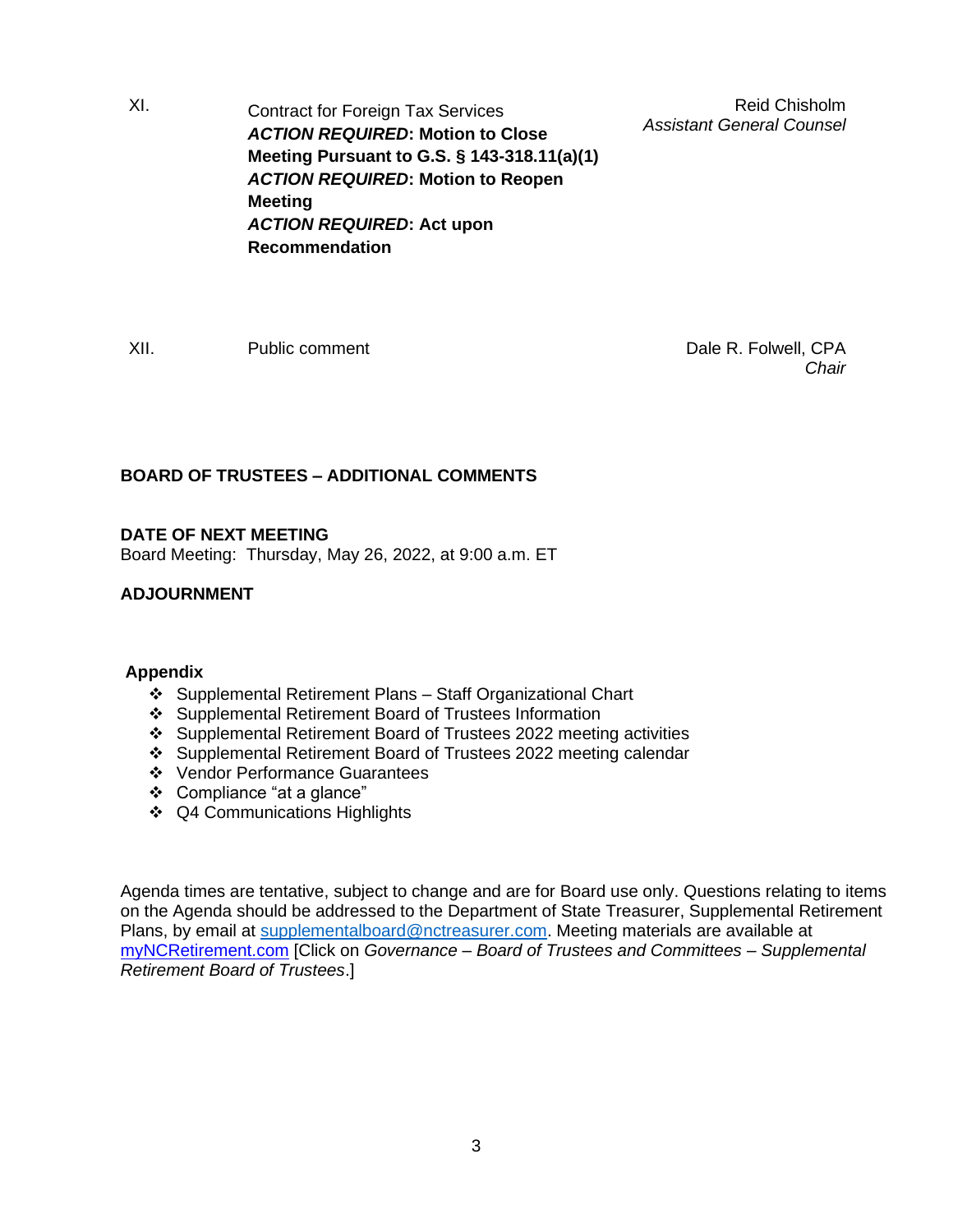XI. Contract for Foreign Tax Services
***ACTION REQUIRED*: Motion to Close Meeting Pursuant to G.S. § 143-318.11(a)(1)**
***ACTION REQUIRED*: Motion to Reopen Meeting**
***ACTION REQUIRED*: Act upon Recommendation**

Reid Chisholm
*Assistant General Counsel*

XII. Public comment

Dale R. Folwell, CPA
*Chair*

**BOARD OF TRUSTEES – ADDITIONAL COMMENTS**

**DATE OF NEXT MEETING**
Board Meeting: Thursday, May 26, 2022, at 9:00 a.m. ET

**ADJOURNMENT**

**Appendix**

- Supplemental Retirement Plans – Staff Organizational Chart
- Supplemental Retirement Board of Trustees Information
- Supplemental Retirement Board of Trustees 2022 meeting activities
- Supplemental Retirement Board of Trustees 2022 meeting calendar
- Vendor Performance Guarantees
- Compliance "at a glance"
- Q4 Communications Highlights

Agenda times are tentative, subject to change and are for Board use only. Questions relating to items on the Agenda should be addressed to the Department of State Treasurer, Supplemental Retirement Plans, by email at supplementalboard@nctreasurer.com. Meeting materials are available at myNCRetirement.com [Click on *Governance – Board of Trustees and Committees – Supplemental Retirement Board of Trustees*.]